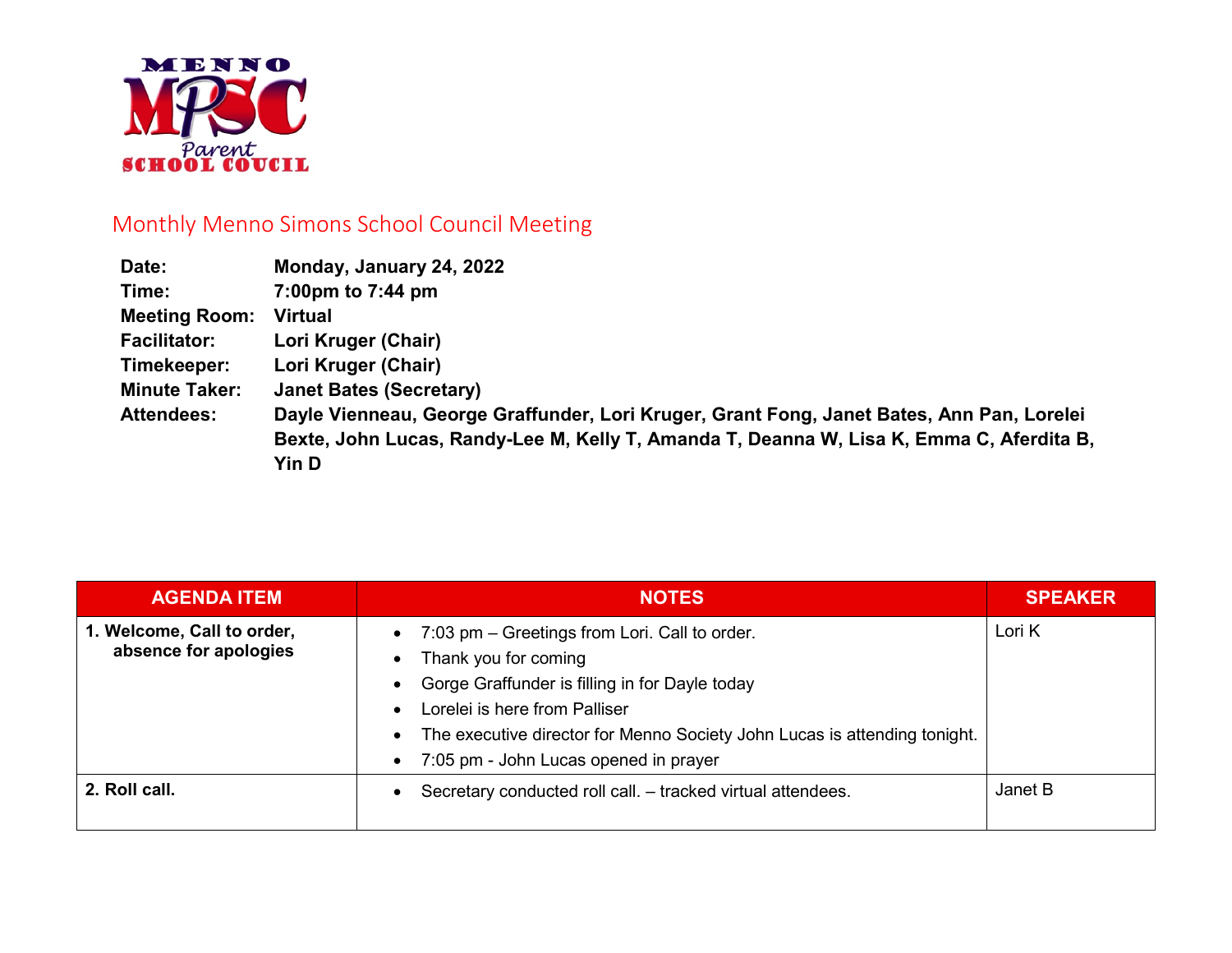MENNO MPSC Parent SCHOOL COUCIL

## Monthly Menno Simons School Council Meeting

**Date:** Monday, January 24, 2022
**Time:** 7:00pm to 7:44 pm
**Meeting Room:** Virtual
**Facilitator:** Lori Kruger (Chair)
**Timekeeper:** Lori Kruger (Chair)
**Minute Taker:** Janet Bates (Secretary)
**Attendees:** Dayle Vienneau, George Graffunder, Lori Kruger, Grant Fong, Janet Bates, Ann Pan, Lorelei Bexte, John Lucas, Randy-Lee M, Kelly T, Amanda T, Deanna W, Lisa K, Emma C, Aferdita B, Yin D

| AGENDA ITEM | NOTES | SPEAKER |
|---|---|---|
| **1. Welcome, Call to order, absence for apologies** | • 7:03 pm – Greetings from Lori. Call to order.<br>• Thank you for coming<br>• Gorge Graffunder is filling in for Dayle today<br>• Lorelei is here from Palliser<br>• The executive director for Menno Society John Lucas is attending tonight.<br>• 7:05 pm - John Lucas opened in prayer | Lori K |
| **2. Roll call.** | • Secretary conducted roll call. – tracked virtual attendees. | Janet B |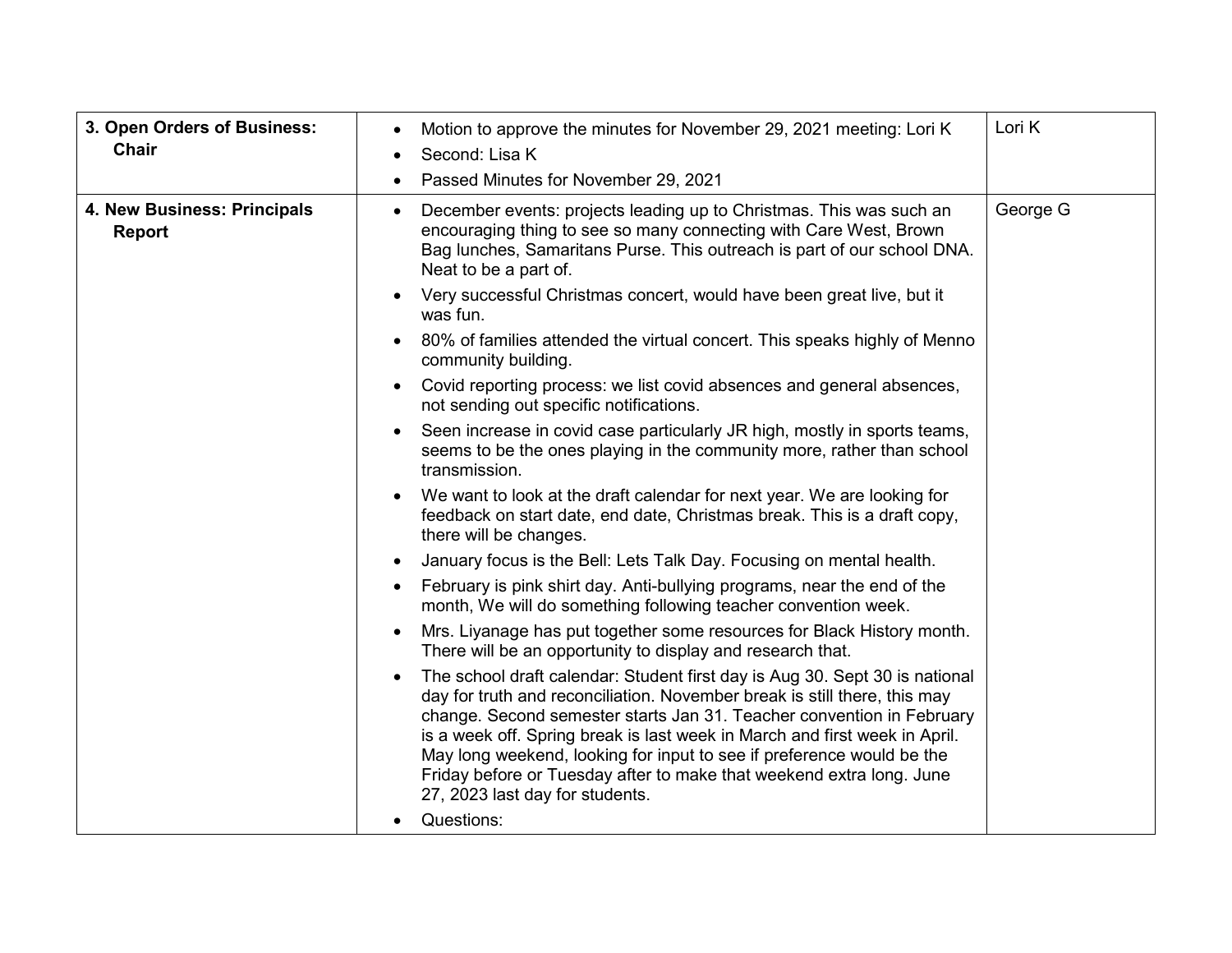| | | |
|---|---|---|
| **3. Open Orders of Business: Chair** | • Motion to approve the minutes for November 29, 2021 meeting: Lori K<br>• Second: Lisa K<br>• Passed Minutes for November 29, 2021 | Lori K |
| **4. New Business: Principals Report** | • December events: projects leading up to Christmas. This was such an encouraging thing to see so many connecting with Care West, Brown Bag lunches, Samaritans Purse. This outreach is part of our school DNA. Neat to be a part of.<br>• Very successful Christmas concert, would have been great live, but it was fun.<br>• 80% of families attended the virtual concert. This speaks highly of Menno community building.<br>• Covid reporting process: we list covid absences and general absences, not sending out specific notifications.<br>• Seen increase in covid case particularly JR high, mostly in sports teams, seems to be the ones playing in the community more, rather than school transmission.<br>• We want to look at the draft calendar for next year. We are looking for feedback on start date, end date, Christmas break. This is a draft copy, there will be changes.<br>• January focus is the Bell: Lets Talk Day. Focusing on mental health.<br>• February is pink shirt day. Anti-bullying programs, near the end of the month, We will do something following teacher convention week.<br>• Mrs. Liyanage has put together some resources for Black History month. There will be an opportunity to display and research that.<br>• The school draft calendar: Student first day is Aug 30. Sept 30 is national day for truth and reconciliation. November break is still there, this may change. Second semester starts Jan 31. Teacher convention in February is a week off. Spring break is last week in March and first week in April. May long weekend, looking for input to see if preference would be the Friday before or Tuesday after to make that weekend extra long. June 27, 2023 last day for students.<br>• Questions: | George G |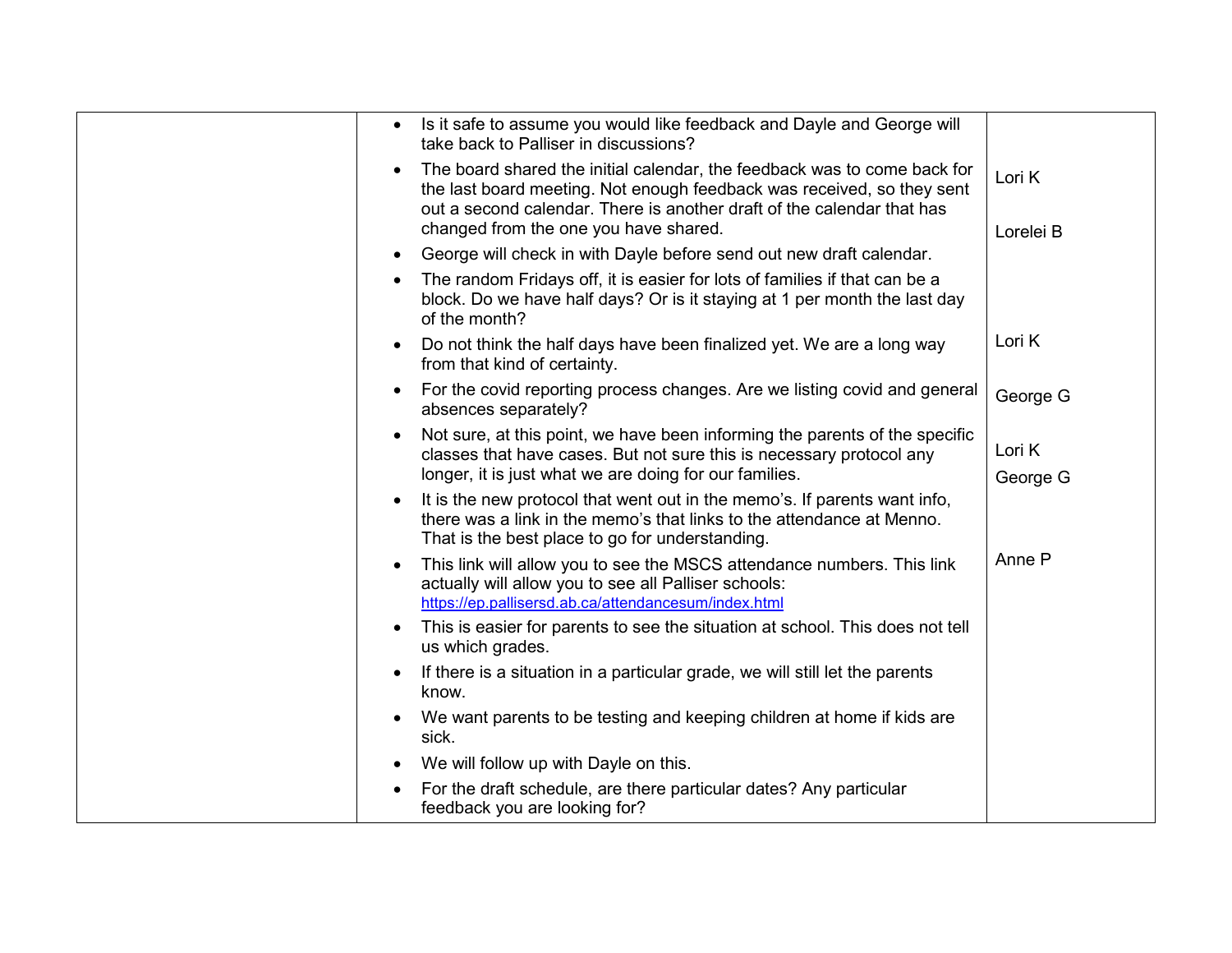| | | |
|---|---|---|
| | • Is it safe to assume you would like feedback and Dayle and George will take back to Palliser in discussions?<br>• The board shared the initial calendar, the feedback was to come back for the last board meeting. Not enough feedback was received, so they sent out a second calendar. There is another draft of the calendar that has changed from the one you have shared.<br>• George will check in with Dayle before send out new draft calendar.<br>• The random Fridays off, it is easier for lots of families if that can be a block. Do we have half days? Or is it staying at 1 per month the last day of the month?<br>• Do not think the half days have been finalized yet. We are a long way from that kind of certainty.<br>• For the covid reporting process changes. Are we listing covid and general absences separately?<br>• Not sure, at this point, we have been informing the parents of the specific classes that have cases. But not sure this is necessary protocol any longer, it is just what we are doing for our families.<br>• It is the new protocol that went out in the memo's. If parents want info, there was a link in the memo's that links to the attendance at Menno. That is the best place to go for understanding.<br>• This link will allow you to see the MSCS attendance numbers. This link actually will allow you to see all Palliser schools: https://ep.pallisersd.ab.ca/attendancesum/index.html<br>• This is easier for parents to see the situation at school. This does not tell us which grades.<br>• If there is a situation in a particular grade, we will still let the parents know.<br>• We want parents to be testing and keeping children at home if kids are sick.<br>• We will follow up with Dayle on this.<br>• For the draft schedule, are there particular dates? Any particular feedback you are looking for? | Lori K<br><br>Lorelei B<br><br>Lori K<br><br>George G<br><br>Lori K<br>George G<br><br>Anne P |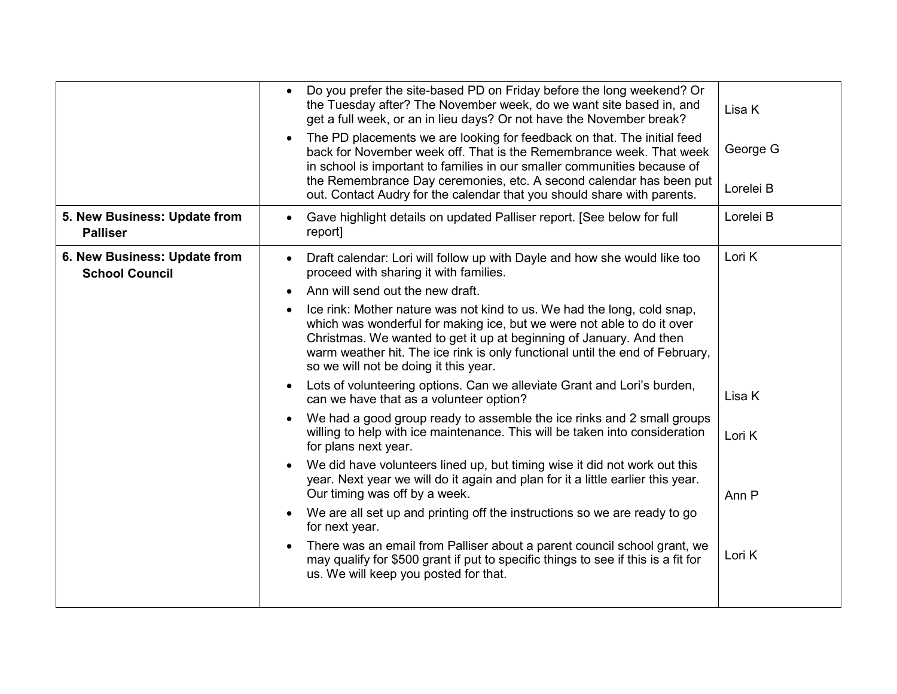| | | |
|---|---|---|
| | • Do you prefer the site-based PD on Friday before the long weekend? Or the Tuesday after? The November week, do we want site based in, and get a full week, or an in lieu days? Or not have the November break?<br>• The PD placements we are looking for feedback on that. The initial feed back for November week off. That is the Remembrance week. That week in school is important to families in our smaller communities because of the Remembrance Day ceremonies, etc. A second calendar has been put out. Contact Audry for the calendar that you should share with parents. | Lisa K<br><br>George G<br><br>Lorelei B |
| **5. New Business: Update from Palliser** | • Gave highlight details on updated Palliser report. [See below for full report] | Lorelei B |
| **6. New Business: Update from School Council** | • Draft calendar: Lori will follow up with Dayle and how she would like too proceed with sharing it with families.<br>• Ann will send out the new draft.<br>• Ice rink: Mother nature was not kind to us. We had the long, cold snap, which was wonderful for making ice, but we were not able to do it over Christmas. We wanted to get it up at beginning of January. And then warm weather hit. The ice rink is only functional until the end of February, so we will not be doing it this year.<br>• Lots of volunteering options. Can we alleviate Grant and Lori's burden, can we have that as a volunteer option?<br>• We had a good group ready to assemble the ice rinks and 2 small groups willing to help with ice maintenance. This will be taken into consideration for plans next year.<br>• We did have volunteers lined up, but timing wise it did not work out this year. Next year we will do it again and plan for it a little earlier this year. Our timing was off by a week.<br>• We are all set up and printing off the instructions so we are ready to go for next year.<br>• There was an email from Palliser about a parent council school grant, we may qualify for $500 grant if put to specific things to see if this is a fit for us. We will keep you posted for that. | Lori K<br><br><br><br><br><br>Lisa K<br><br>Lori K<br><br>Ann P<br><br>Lori K |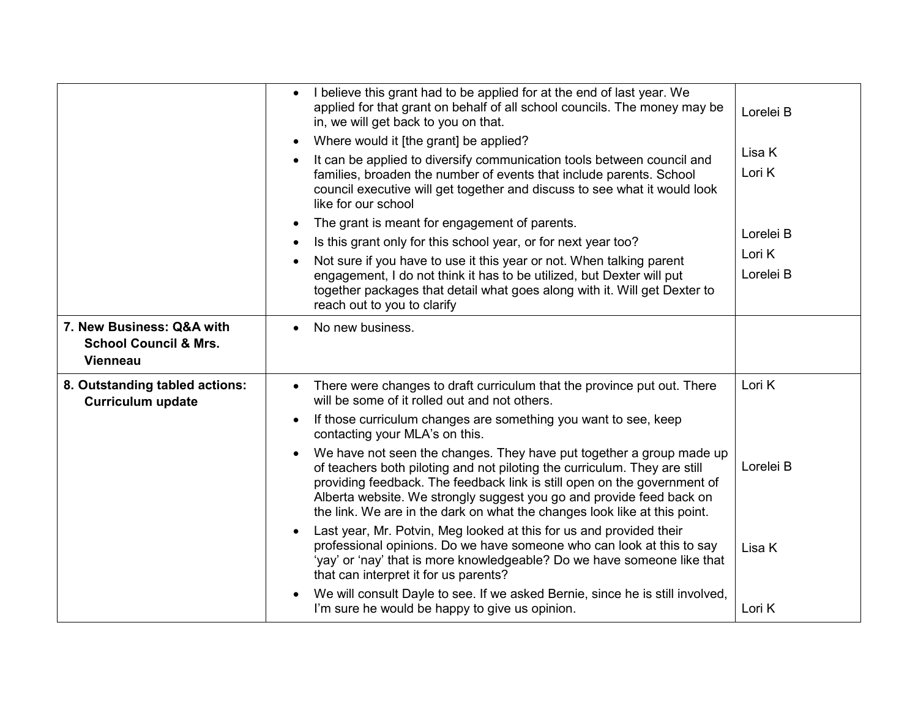| | | |
|---|---|---|
| | • I believe this grant had to be applied for at the end of last year. We applied for that grant on behalf of all school councils. The money may be in, we will get back to you on that.<br>• Where would it [the grant] be applied?<br>• It can be applied to diversify communication tools between council and families, broaden the number of events that include parents. School council executive will get together and discuss to see what it would look like for our school<br>• The grant is meant for engagement of parents.<br>• Is this grant only for this school year, or for next year too?<br>• Not sure if you have to use it this year or not. When talking parent engagement, I do not think it has to be utilized, but Dexter will put together packages that detail what goes along with it. Will get Dexter to reach out to you to clarify | Lorelei B<br><br>Lisa K<br>Lori K<br><br>Lorelei B<br>Lori K<br>Lorelei B |
| **7. New Business: Q&A with School Council & Mrs. Vienneau** | • No new business. | |
| **8. Outstanding tabled actions: Curriculum update** | • There were changes to draft curriculum that the province put out. There will be some of it rolled out and not others.<br>• If those curriculum changes are something you want to see, keep contacting your MLA's on this.<br>• We have not seen the changes. They have put together a group made up of teachers both piloting and not piloting the curriculum. They are still providing feedback. The feedback link is still open on the government of Alberta website. We strongly suggest you go and provide feed back on the link. We are in the dark on what the changes look like at this point.<br>• Last year, Mr. Potvin, Meg looked at this for us and provided their professional opinions. Do we have someone who can look at this to say 'yay' or 'nay' that is more knowledgeable? Do we have someone like that that can interpret it for us parents?<br>• We will consult Dayle to see. If we asked Bernie, since he is still involved, I'm sure he would be happy to give us opinion. | Lori K<br><br><br>Lorelei B<br><br><br>Lisa K<br><br>Lori K |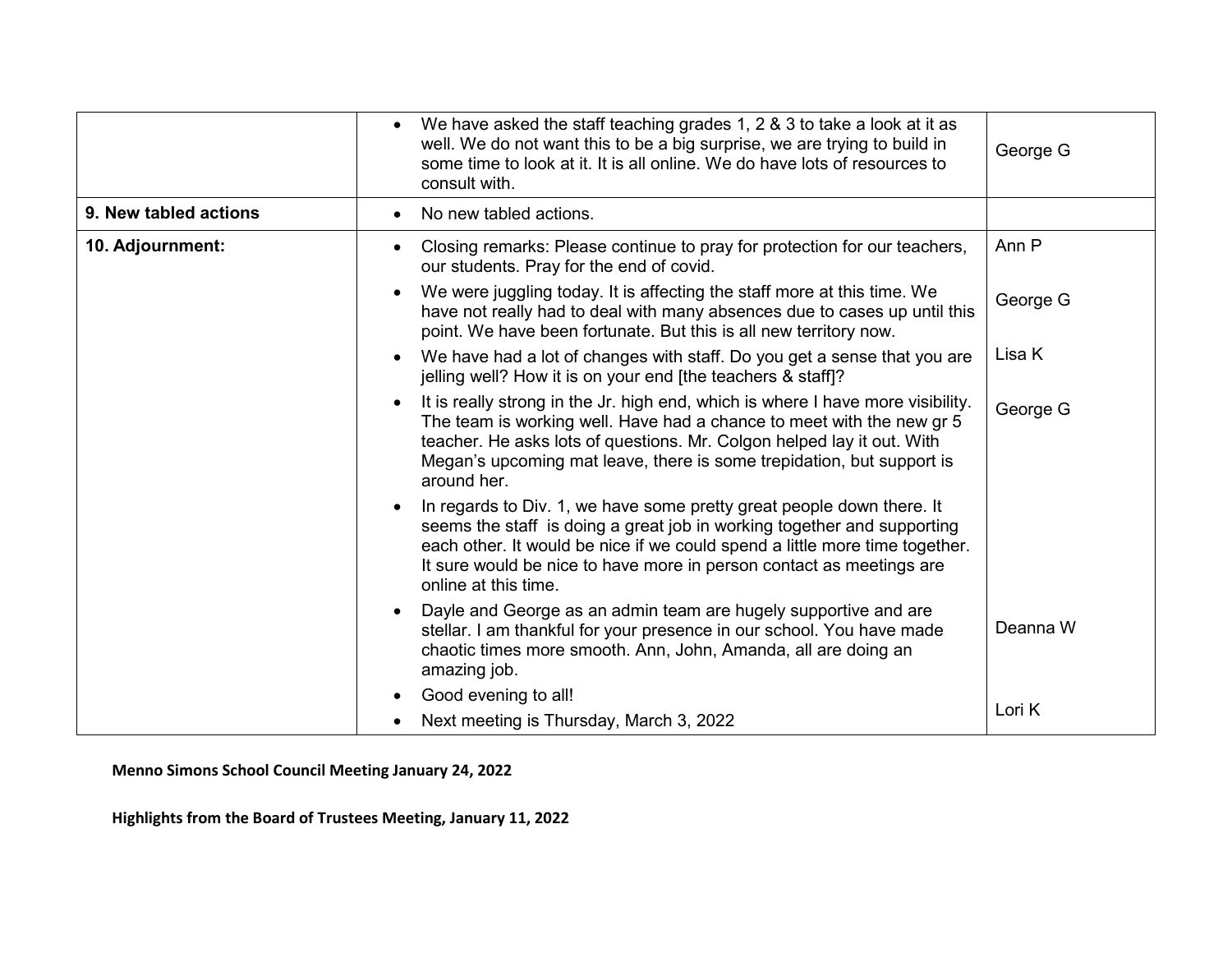| | | |
|---|---|---|
| | • We have asked the staff teaching grades 1, 2 & 3 to take a look at it as well. We do not want this to be a big surprise, we are trying to build in some time to look at it. It is all online. We do have lots of resources to consult with. | George G |
| **9. New tabled actions** | • No new tabled actions. | |
| **10. Adjournment:** | • Closing remarks: Please continue to pray for protection for our teachers, our students. Pray for the end of covid. | Ann P |
| | • We were juggling today. It is affecting the staff more at this time. We have not really had to deal with many absences due to cases up until this point. We have been fortunate. But this is all new territory now. | George G |
| | • We have had a lot of changes with staff. Do you get a sense that you are jelling well? How it is on your end [the teachers & staff]? | Lisa K |
| | • It is really strong in the Jr. high end, which is where I have more visibility. The team is working well. Have had a chance to meet with the new gr 5 teacher. He asks lots of questions. Mr. Colgon helped lay it out. With Megan's upcoming mat leave, there is some trepidation, but support is around her. | George G |
| | • In regards to Div. 1, we have some pretty great people down there. It seems the staff is doing a great job in working together and supporting each other. It would be nice if we could spend a little more time together. It sure would be nice to have more in person contact as meetings are online at this time. | |
| | • Dayle and George as an admin team are hugely supportive and are stellar. I am thankful for your presence in our school. You have made chaotic times more smooth. Ann, John, Amanda, all are doing an amazing job. | Deanna W |
| | • Good evening to all!<br>• Next meeting is Thursday, March 3, 2022 | Lori K |

**Menno Simons School Council Meeting January 24, 2022**

**Highlights from the Board of Trustees Meeting, January 11, 2022**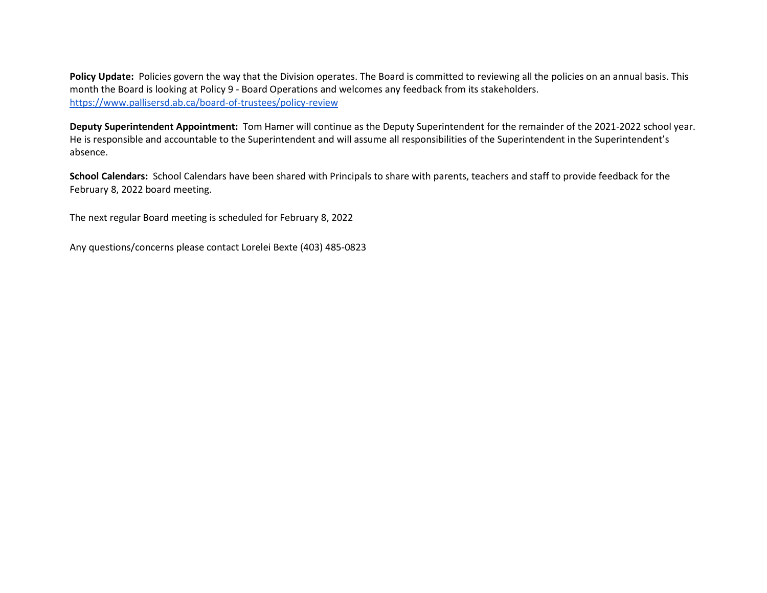**Policy Update:** Policies govern the way that the Division operates. The Board is committed to reviewing all the policies on an annual basis. This month the Board is looking at Policy 9 - Board Operations and welcomes any feedback from its stakeholders.
https://www.pallisersd.ab.ca/board-of-trustees/policy-review

**Deputy Superintendent Appointment:** Tom Hamer will continue as the Deputy Superintendent for the remainder of the 2021-2022 school year. He is responsible and accountable to the Superintendent and will assume all responsibilities of the Superintendent in the Superintendent's absence.

**School Calendars:** School Calendars have been shared with Principals to share with parents, teachers and staff to provide feedback for the February 8, 2022 board meeting.

The next regular Board meeting is scheduled for February 8, 2022

Any questions/concerns please contact Lorelei Bexte (403) 485-0823